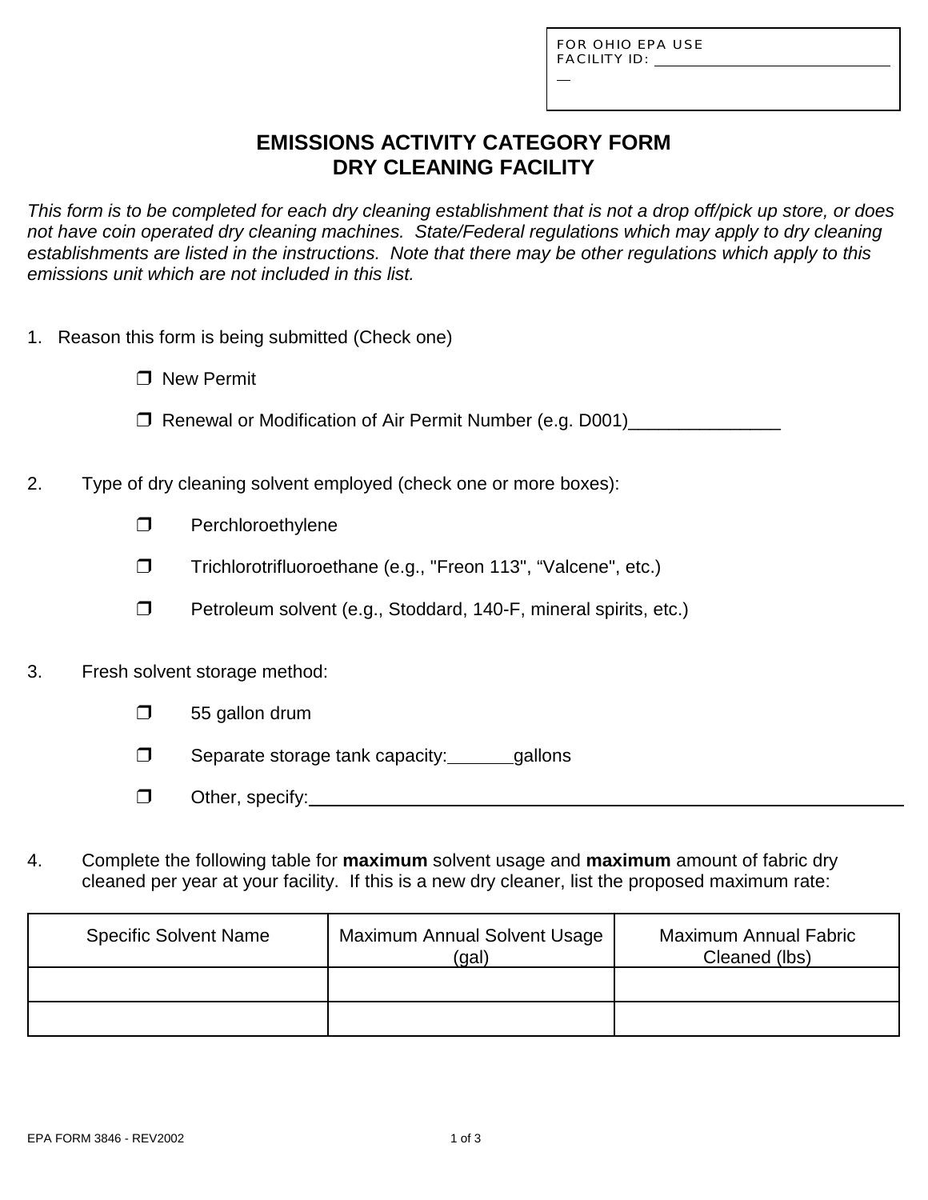FOR OHIO EPA USE
FACILITY ID: ______________________

# EMISSIONS ACTIVITY CATEGORY FORM
# DRY CLEANING FACILITY

*This form is to be completed for each dry cleaning establishment that is not a drop off/pick up store, or does not have coin operated dry cleaning machines. State/Federal regulations which may apply to dry cleaning establishments are listed in the instructions. Note that there may be other regulations which apply to this emissions unit which are not included in this list.*

1. Reason this form is being submitted (Check one)

   ❒ New Permit

   ❒ Renewal or Modification of Air Permit Number (e.g. D001)_______________

2. Type of dry cleaning solvent employed (check one or more boxes):

   ❒ Perchloroethylene

   ❒ Trichlorotrifluoroethane (e.g., "Freon 113", "Valcene", etc.)

   ❒ Petroleum solvent (e.g., Stoddard, 140-F, mineral spirits, etc.)

3. Fresh solvent storage method:

   ❒ 55 gallon drum

   ❒ Separate storage tank capacity:_______gallons

   ❒ Other, specify:_______________________________________________

4. Complete the following table for **maximum** solvent usage and **maximum** amount of fabric dry cleaned per year at your facility. If this is a new dry cleaner, list the proposed maximum rate:

| Specific Solvent Name | Maximum Annual Solvent Usage (gal) | Maximum Annual Fabric Cleaned (lbs) |
| --- | --- | --- |
| | | |
| | | |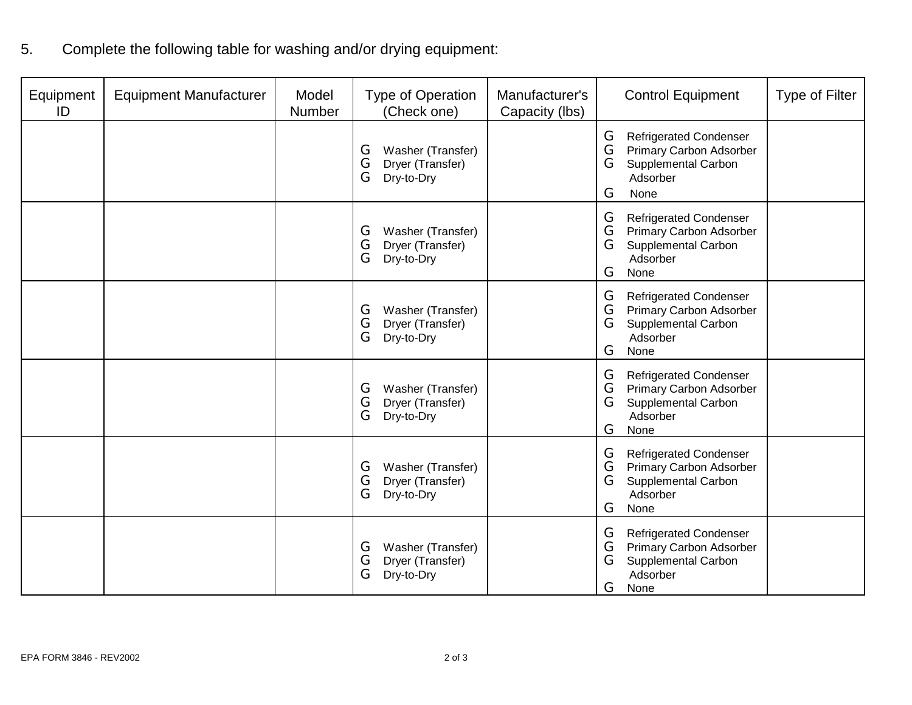5. Complete the following table for washing and/or drying equipment:

| Equipment ID | Equipment Manufacturer | Model Number | Type of Operation (Check one) | Manufacturer's Capacity (lbs) | Control Equipment | Type of Filter |
|---|---|---|---|---|---|---|
| | | | G Washer (Transfer)<br>G Dryer (Transfer)<br>G Dry-to-Dry | | G Refrigerated Condenser<br>G Primary Carbon Adsorber<br>G Supplemental Carbon Adsorber<br>G None | |
| | | | G Washer (Transfer)<br>G Dryer (Transfer)<br>G Dry-to-Dry | | G Refrigerated Condenser<br>G Primary Carbon Adsorber<br>G Supplemental Carbon Adsorber<br>G None | |
| | | | G Washer (Transfer)<br>G Dryer (Transfer)<br>G Dry-to-Dry | | G Refrigerated Condenser<br>G Primary Carbon Adsorber<br>G Supplemental Carbon Adsorber<br>G None | |
| | | | G Washer (Transfer)<br>G Dryer (Transfer)<br>G Dry-to-Dry | | G Refrigerated Condenser<br>G Primary Carbon Adsorber<br>G Supplemental Carbon Adsorber<br>G None | |
| | | | G Washer (Transfer)<br>G Dryer (Transfer)<br>G Dry-to-Dry | | G Refrigerated Condenser<br>G Primary Carbon Adsorber<br>G Supplemental Carbon Adsorber<br>G None | |
| | | | G Washer (Transfer)<br>G Dryer (Transfer)<br>G Dry-to-Dry | | G Refrigerated Condenser<br>G Primary Carbon Adsorber<br>G Supplemental Carbon Adsorber<br>G None | |

EPA FORM 3846 - REV2002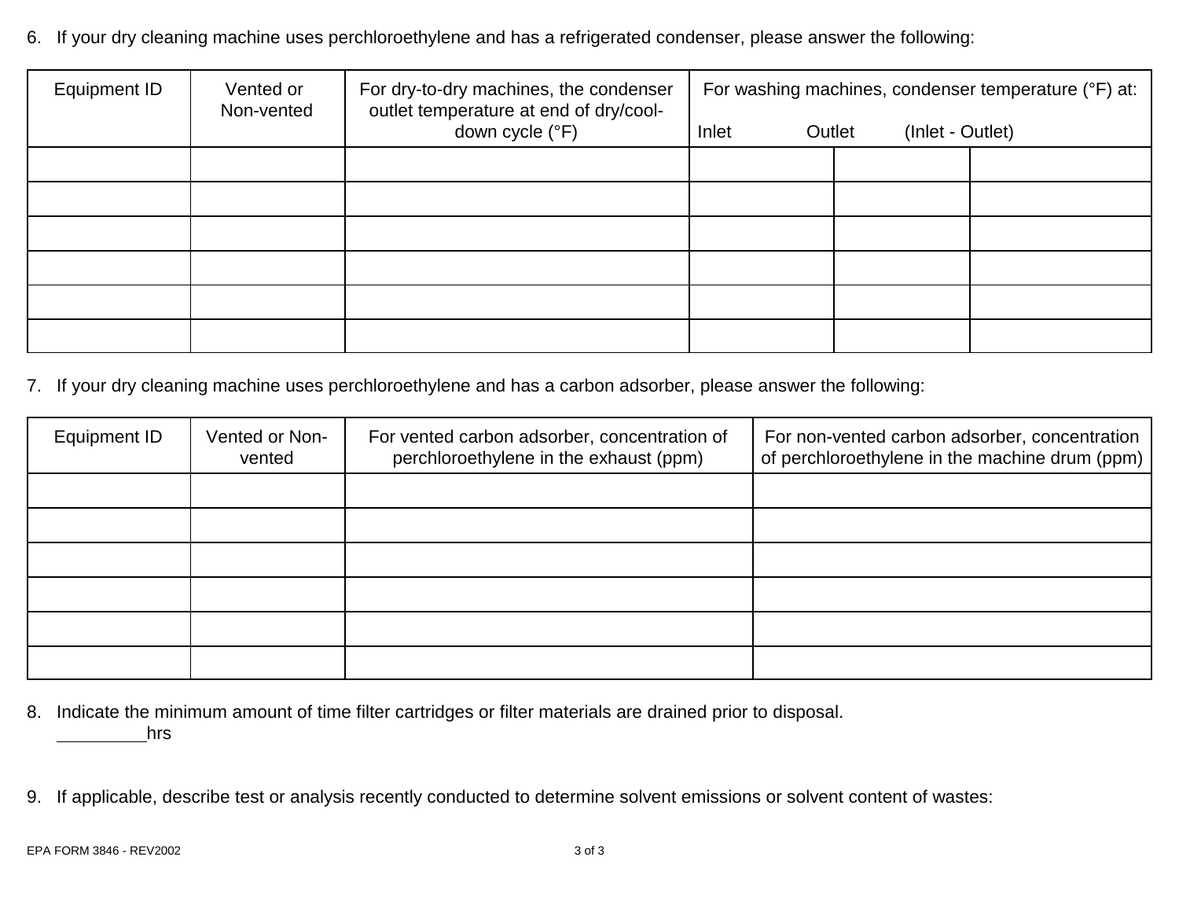6. If your dry cleaning machine uses perchloroethylene and has a refrigerated condenser, please answer the following:

| Equipment ID | Vented or Non-vented | For dry-to-dry machines, the condenser outlet temperature at end of dry/cool-down cycle (°F) | For washing machines, condenser temperature (°F) at: | | |
|---|---|---|---|---|---|
| | | | Inlet | Outlet | (Inlet - Outlet) |
| | | | | | |
| | | | | | |
| | | | | | |
| | | | | | |
| | | | | | |
| | | | | | |

7. If your dry cleaning machine uses perchloroethylene and has a carbon adsorber, please answer the following:

| Equipment ID | Vented or Non-vented | For vented carbon adsorber, concentration of perchloroethylene in the exhaust (ppm) | For non-vented carbon adsorber, concentration of perchloroethylene in the machine drum (ppm) |
|---|---|---|---|
| | | | |
| | | | |
| | | | |
| | | | |
| | | | |
| | | | |

8. Indicate the minimum amount of time filter cartridges or filter materials are drained prior to disposal.
   _________hrs

9. If applicable, describe test or analysis recently conducted to determine solvent emissions or solvent content of wastes:

EPA FORM 3846 - REV2002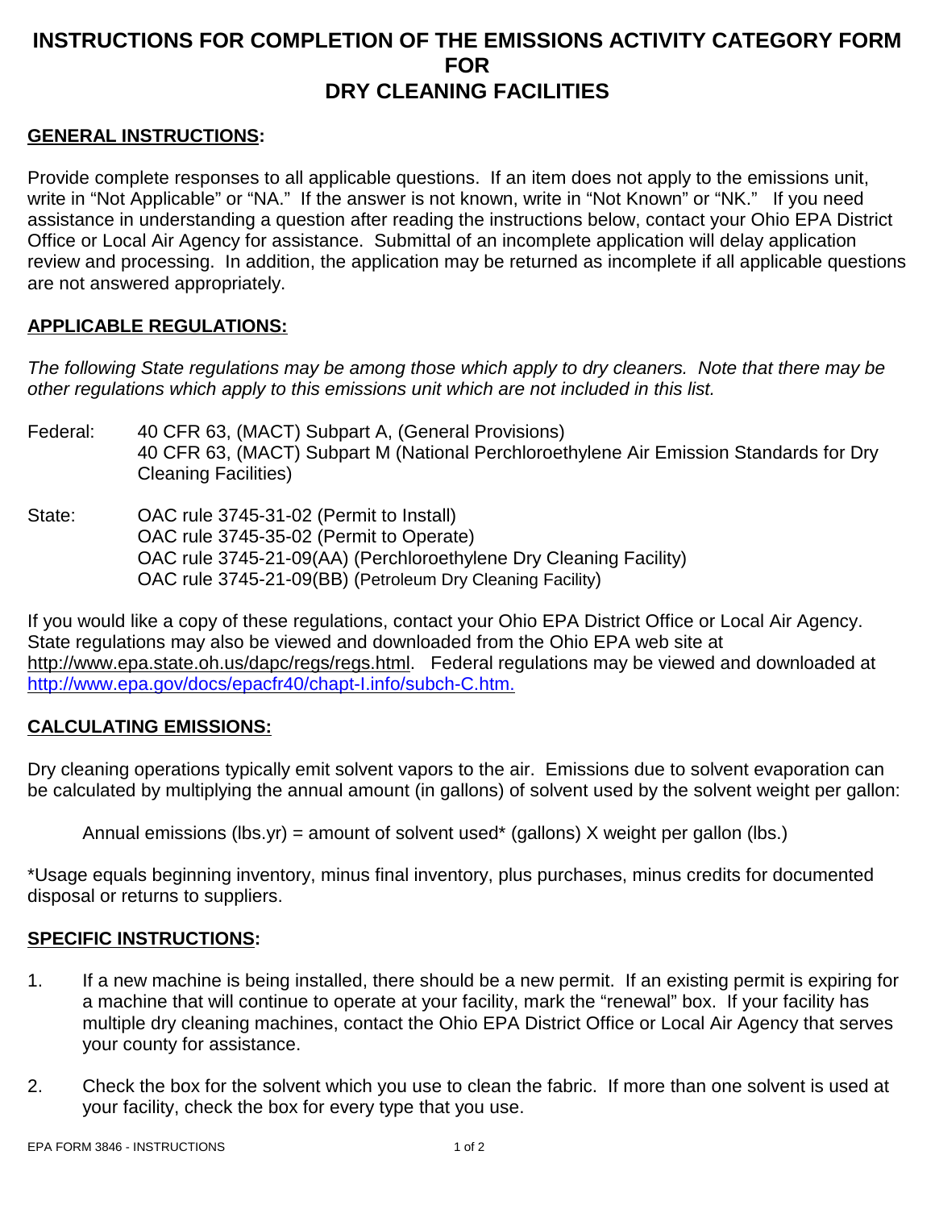# INSTRUCTIONS FOR COMPLETION OF THE EMISSIONS ACTIVITY CATEGORY FORM FOR DRY CLEANING FACILITIES

## GENERAL INSTRUCTIONS:

Provide complete responses to all applicable questions. If an item does not apply to the emissions unit, write in "Not Applicable" or "NA." If the answer is not known, write in "Not Known" or "NK." If you need assistance in understanding a question after reading the instructions below, contact your Ohio EPA District Office or Local Air Agency for assistance. Submittal of an incomplete application will delay application review and processing. In addition, the application may be returned as incomplete if all applicable questions are not answered appropriately.

## APPLICABLE REGULATIONS:

*The following State regulations may be among those which apply to dry cleaners. Note that there may be other regulations which apply to this emissions unit which are not included in this list.*

Federal: 40 CFR 63, (MACT) Subpart A, (General Provisions)
40 CFR 63, (MACT) Subpart M (National Perchloroethylene Air Emission Standards for Dry Cleaning Facilities)

State: OAC rule 3745-31-02 (Permit to Install)
OAC rule 3745-35-02 (Permit to Operate)
OAC rule 3745-21-09(AA) (Perchloroethylene Dry Cleaning Facility)
OAC rule 3745-21-09(BB) (Petroleum Dry Cleaning Facility)

If you would like a copy of these regulations, contact your Ohio EPA District Office or Local Air Agency. State regulations may also be viewed and downloaded from the Ohio EPA web site at http://www.epa.state.oh.us/dapc/regs/regs.html. Federal regulations may be viewed and downloaded at http://www.epa.gov/docs/epacfr40/chapt-I.info/subch-C.htm.

## CALCULATING EMISSIONS:

Dry cleaning operations typically emit solvent vapors to the air. Emissions due to solvent evaporation can be calculated by multiplying the annual amount (in gallons) of solvent used by the solvent weight per gallon:

Annual emissions (lbs.yr) = amount of solvent used* (gallons) X weight per gallon (lbs.)

*Usage equals beginning inventory, minus final inventory, plus purchases, minus credits for documented disposal or returns to suppliers.

## SPECIFIC INSTRUCTIONS:

1. If a new machine is being installed, there should be a new permit. If an existing permit is expiring for a machine that will continue to operate at your facility, mark the "renewal" box. If your facility has multiple dry cleaning machines, contact the Ohio EPA District Office or Local Air Agency that serves your county for assistance.

2. Check the box for the solvent which you use to clean the fabric. If more than one solvent is used at your facility, check the box for every type that you use.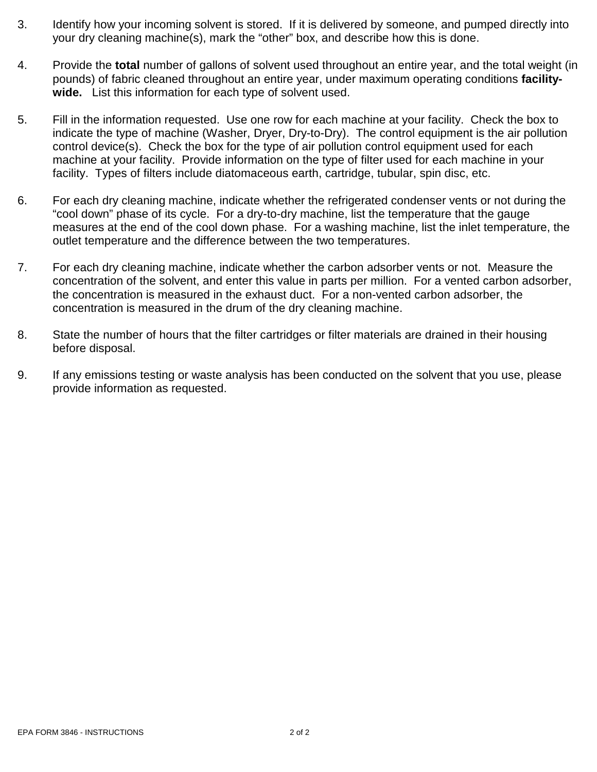3. Identify how your incoming solvent is stored. If it is delivered by someone, and pumped directly into your dry cleaning machine(s), mark the "other" box, and describe how this is done.

4. Provide the **total** number of gallons of solvent used throughout an entire year, and the total weight (in pounds) of fabric cleaned throughout an entire year, under maximum operating conditions **facility-wide.** List this information for each type of solvent used.

5. Fill in the information requested. Use one row for each machine at your facility. Check the box to indicate the type of machine (Washer, Dryer, Dry-to-Dry). The control equipment is the air pollution control device(s). Check the box for the type of air pollution control equipment used for each machine at your facility. Provide information on the type of filter used for each machine in your facility. Types of filters include diatomaceous earth, cartridge, tubular, spin disc, etc.

6. For each dry cleaning machine, indicate whether the refrigerated condenser vents or not during the "cool down" phase of its cycle. For a dry-to-dry machine, list the temperature that the gauge measures at the end of the cool down phase. For a washing machine, list the inlet temperature, the outlet temperature and the difference between the two temperatures.

7. For each dry cleaning machine, indicate whether the carbon adsorber vents or not. Measure the concentration of the solvent, and enter this value in parts per million. For a vented carbon adsorber, the concentration is measured in the exhaust duct. For a non-vented carbon adsorber, the concentration is measured in the drum of the dry cleaning machine.

8. State the number of hours that the filter cartridges or filter materials are drained in their housing before disposal.

9. If any emissions testing or waste analysis has been conducted on the solvent that you use, please provide information as requested.

EPA FORM 3846 - INSTRUCTIONS